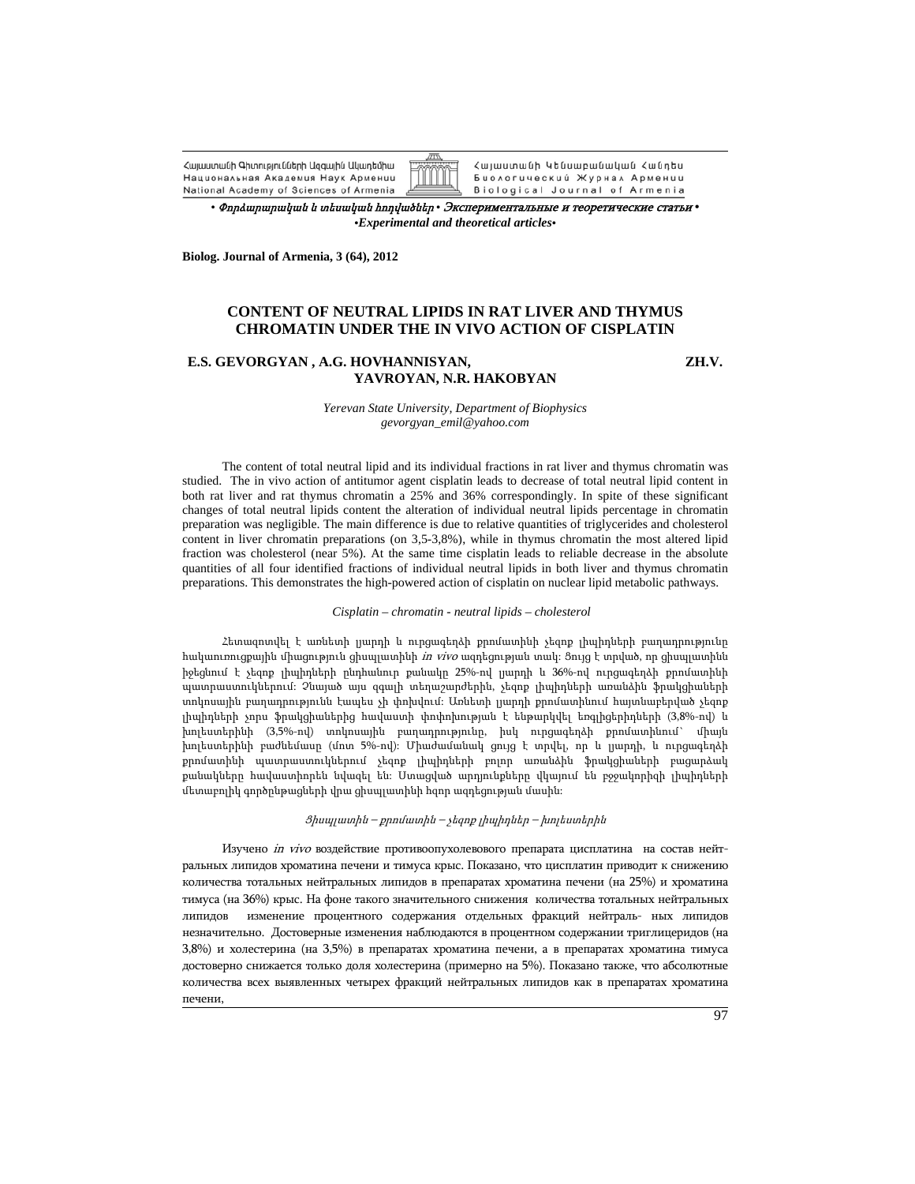• *Փորձարարական և տեսական հոդվածներ* • *Экспериментальные и теоретические статьи* •
•*Experimental and theoretical articles*•

**Biolog. Journal of Armenia, 3 (64), 2012**

# CONTENT OF NEUTRAL LIPIDS IN RAT LIVER AND THYMUS CHROMATIN UNDER THE IN VIVO ACTION OF CISPLATIN

**E.S. GEVORGYAN , A.G. HOVHANNISYAN, ZH.V. YAVROYAN, N.R. HAKOBYAN**

*Yerevan State University, Department of Biophysics*
*gevorgyan_emil@yahoo.com*

The content of total neutral lipid and its individual fractions in rat liver and thymus chromatin was studied. The in vivo action of antitumor agent cisplatin leads to decrease of total neutral lipid content in both rat liver and rat thymus chromatin a 25% and 36% correspondingly. In spite of these significant changes of total neutral lipids content the alteration of individual neutral lipids percentage in chromatin preparation was negligible. The main difference is due to relative quantities of triglycerides and cholesterol content in liver chromatin preparations (on 3,5-3,8%), while in thymus chromatin the most altered lipid fraction was cholesterol (near 5%). At the same time cisplatin leads to reliable decrease in the absolute quantities of all four identified fractions of individual neutral lipids in both liver and thymus chromatin preparations. This demonstrates the high-powered action of cisplatin on nuclear lipid metabolic pathways.

*Cisplatin – chromatin - neutral lipids – cholesterol*

Հետազոտվել է առնետի լյարդի և ուրցագեղձի քրոմատինի չեզոք լիպիդների բաղադրությունը հակաուռուցքային միացություն ցիսպլատինի *in vivo* ազդեցության տակ: Ցույց է տրված, որ ցիսպլատինն իջեցնում է չեզոք լիպիդների ընդհանուր քանակը 25%-ով լյարդի և 36%-ով ուրցագեղձի քրոմատինի պատրաստուկներում: Չնայած այս զգալի տեղաշարժերին, չեզոք լիպիդների առանձին ֆրակցիաների տոկոսային բաղադրությունն էապես չի փոխվում: Առնետի լյարդի քրոմատինում հայտնաբերված չեզոք լիպիդների չորս ֆրակցիաներից հավաստի փոփոխության է ենթարկվել եռգլիցերիդների (3,8%-ով) և խոլեստերինի (3,5%-ով) տոկոսային բաղադրությունը, իսկ ուրցագեղձի քրոմատինում՝ միայն խոլեստերինի բաժնեմասը (մոտ 5%-ով): Միաժամանակ ցույց է տրվել, որ և լյարդի, և ուրցագեղձի քրոմատինի պատրաստուկներում չեզոք լիպիդների բոլոր առանձին ֆրակցիաների բացարձակ քանակները հավաստիորեն նվազել են: Ստացված արդյունքները վկայում են բջջակորիզի լիպիդների մետաբոլիկ գործընթացների վրա ցիսպլատինի հզոր ազդեցության մասին:

*Ցիսպլատին – քրոմատին – չեզոք լիպիդներ – խոլեստերին*

Изучено *in vivo* воздействие противоопухолевого препарата цисплатина на состав нейтральных липидов хроматина печени и тимуса крыс. Показано, что цисплатин приводит к снижению количества тотальных нейтральных липидов в препаратах хроматина печени (на 25%) и хроматина тимуса (на 36%) крыс. На фоне такого значительного снижения количества тотальных нейтральных липидов изменение процентного содержания отдельных фракций нейтраль- ных липидов незначительно. Достоверные изменения наблюдаются в процентном содержании триглицеридов (на 3,8%) и холестерина (на 3,5%) в препаратах хроматина печени, а в препаратах хроматина тимуса достоверно снижается только доля холестерина (примерно на 5%). Показано также, что абсолютные количества всех выявленных четырех фракций нейтральных липидов как в препаратах хроматина печени,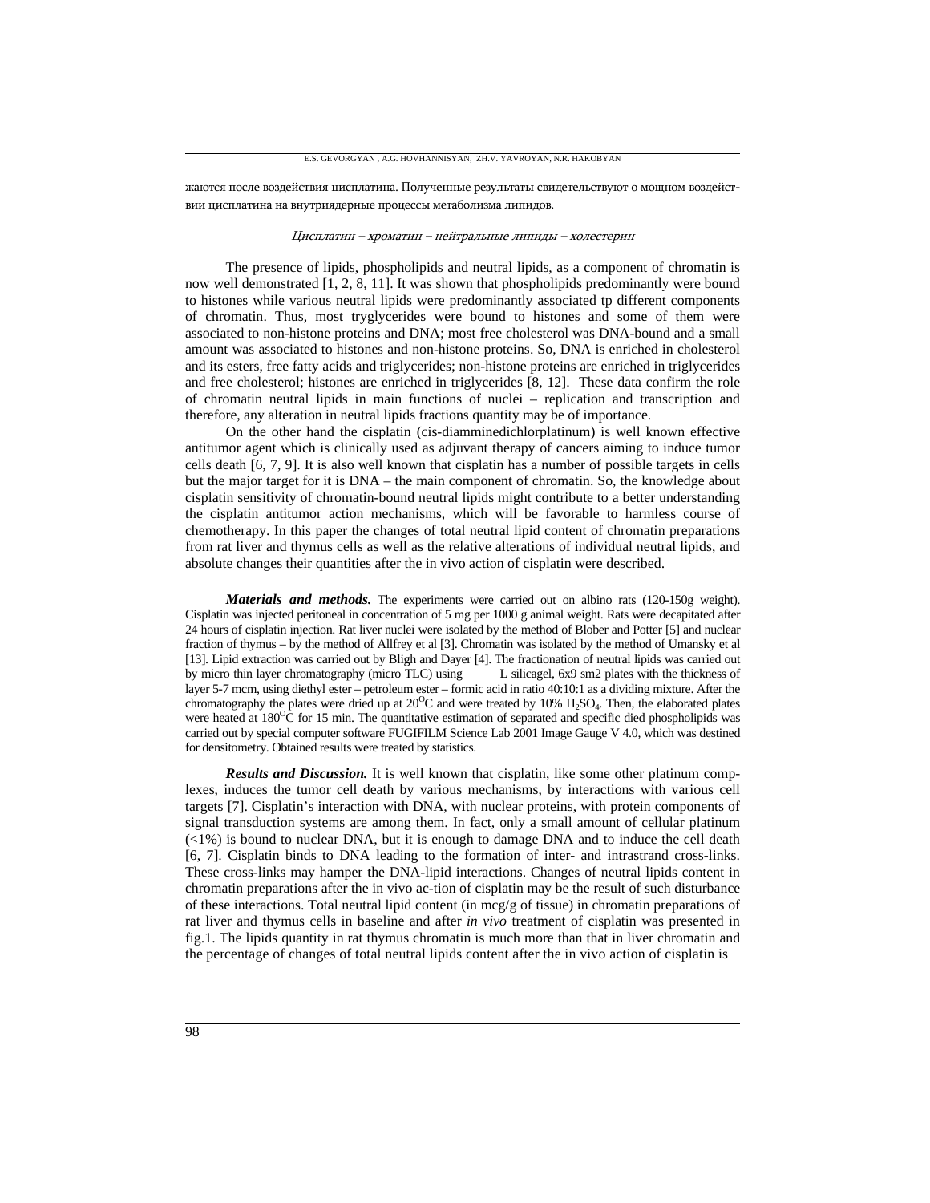жаются после воздействия цисплатина. Полученные результаты свидетельствуют о мощном воздействии цисплатина на внутриядерные процессы метаболизма липидов.

*Цисплатин – хроматин – нейтральные липиды – холестерин*

The presence of lipids, phospholipids and neutral lipids, as a component of chromatin is now well demonstrated [1, 2, 8, 11]. It was shown that phospholipids predominantly were bound to histones while various neutral lipids were predominantly associated tp different components of chromatin. Thus, most tryglycerides were bound to histones and some of them were associated to non-histone proteins and DNA; most free cholesterol was DNA-bound and a small amount was associated to histones and non-histone proteins. So, DNA is enriched in cholesterol and its esters, free fatty acids and triglycerides; non-histone proteins are enriched in triglycerides and free cholesterol; histones are enriched in triglycerides [8, 12]. These data confirm the role of chromatin neutral lipids in main functions of nuclei – replication and transcription and therefore, any alteration in neutral lipids fractions quantity may be of importance.

On the other hand the cisplatin (cis-diamminedichlorplatinum) is well known effective antitumor agent which is clinically used as adjuvant therapy of cancers aiming to induce tumor cells death [6, 7, 9]. It is also well known that cisplatin has a number of possible targets in cells but the major target for it is DNA – the main component of chromatin. So, the knowledge about cisplatin sensitivity of chromatin-bound neutral lipids might contribute to a better understanding the cisplatin antitumor action mechanisms, which will be favorable to harmless course of chemotherapy. In this paper the changes of total neutral lipid content of chromatin preparations from rat liver and thymus cells as well as the relative alterations of individual neutral lipids, and absolute changes their quantities after the in vivo action of cisplatin were described.

***Materials and methods.*** The experiments were carried out on albino rats (120-150g weight). Cisplatin was injected peritoneal in concentration of 5 mg per 1000 g animal weight. Rats were decapitated after 24 hours of cisplatin injection. Rat liver nuclei were isolated by the method of Blober and Potter [5] and nuclear fraction of thymus – by the method of Allfrey et al [3]. Chromatin was isolated by the method of Umansky et al [13]. Lipid extraction was carried out by Bligh and Dayer [4]. The fractionation of neutral lipids was carried out by micro thin layer chromatography (micro TLC) using L silicagel, 6x9 sm2 plates with the thickness of layer 5-7 mcm, using diethyl ester – petroleum ester – formic acid in ratio 40:10:1 as a dividing mixture. After the chromatography the plates were dried up at $20^{O}C$ and were treated by 10% $H_2SO_4$. Then, the elaborated plates were heated at $180^{O}C$ for 15 min. The quantitative estimation of separated and specific died phospholipids was carried out by special computer software FUGIFILM Science Lab 2001 Image Gauge V 4.0, which was destined for densitometry. Obtained results were treated by statistics.

***Results and Discussion.*** It is well known that cisplatin, like some other platinum complexes, induces the tumor cell death by various mechanisms, by interactions with various cell targets [7]. Cisplatin's interaction with DNA, with nuclear proteins, with protein components of signal transduction systems are among them. In fact, only a small amount of cellular platinum (<1%) is bound to nuclear DNA, but it is enough to damage DNA and to induce the cell death [6, 7]. Cisplatin binds to DNA leading to the formation of inter- and intrastrand cross-links. These cross-links may hamper the DNA-lipid interactions. Changes of neutral lipids content in chromatin preparations after the in vivo ac-tion of cisplatin may be the result of such disturbance of these interactions. Total neutral lipid content (in mcg/g of tissue) in chromatin preparations of rat liver and thymus cells in baseline and after *in vivo* treatment of cisplatin was presented in fig.1. The lipids quantity in rat thymus chromatin is much more than that in liver chromatin and the percentage of changes of total neutral lipids content after the in vivo action of cisplatin is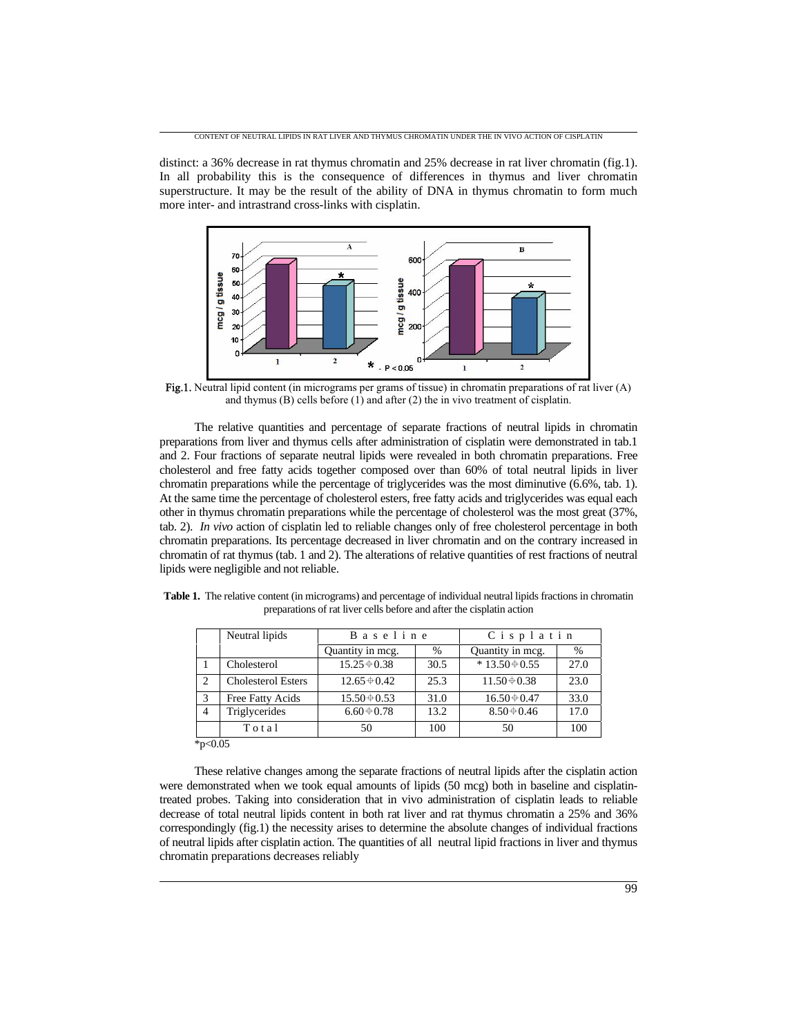distinct: a 36% decrease in rat thymus chromatin and 25% decrease in rat liver chromatin (fig.1). In all probability this is the consequence of differences in thymus and liver chromatin superstructure. It may be the result of the ability of DNA in thymus chromatin to form much more inter- and intrastrand cross-links with cisplatin.

Fig.1. Neutral lipid content (in micrograms per grams of tissue) in chromatin preparations of rat liver (A) and thymus (B) cells before (1) and after (2) the in vivo treatment of cisplatin.

The relative quantities and percentage of separate fractions of neutral lipids in chromatin preparations from liver and thymus cells after administration of cisplatin were demonstrated in tab.1 and 2. Four fractions of separate neutral lipids were revealed in both chromatin preparations. Free cholesterol and free fatty acids together composed over than 60% of total neutral lipids in liver chromatin preparations while the percentage of triglycerides was the most diminutive (6.6%, tab. 1). At the same time the percentage of cholesterol esters, free fatty acids and triglycerides was equal each other in thymus chromatin preparations while the percentage of cholesterol was the most great (37%, tab. 2). *In vivo* action of cisplatin led to reliable changes only of free cholesterol percentage in both chromatin preparations. Its percentage decreased in liver chromatin and on the contrary increased in chromatin of rat thymus (tab. 1 and 2). The alterations of relative quantities of rest fractions of neutral lipids were negligible and not reliable.

**Table 1.** The relative content (in micrograms) and percentage of individual neutral lipids fractions in chromatin preparations of rat liver cells before and after the cisplatin action

| | Neutral lipids | Baseline | | Cisplatin | |
|---|---|---|---|---|---|
| | | Quantity in mcg. | % | Quantity in mcg. | % |
| 1 | Cholesterol | 15.25±0.38 | 30.5 | * 13.50±0.55 | 27.0 |
| 2 | Cholesterol Esters | 12.65±0.42 | 25.3 | 11.50±0.38 | 23.0 |
| 3 | Free Fatty Acids | 15.50±0.53 | 31.0 | 16.50±0.47 | 33.0 |
| 4 | Triglycerides | 6.60±0.78 | 13.2 | 8.50±0.46 | 17.0 |
| | Total | 50 | 100 | 50 | 100 |

*p<0.05

These relative changes among the separate fractions of neutral lipids after the cisplatin action were demonstrated when we took equal amounts of lipids (50 mcg) both in baseline and cisplatin-treated probes. Taking into consideration that in vivo administration of cisplatin leads to reliable decrease of total neutral lipids content in both rat liver and rat thymus chromatin a 25% and 36% correspondingly (fig.1) the necessity arises to determine the absolute changes of individual fractions of neutral lipids after cisplatin action. The quantities of all neutral lipid fractions in liver and thymus chromatin preparations decreases reliably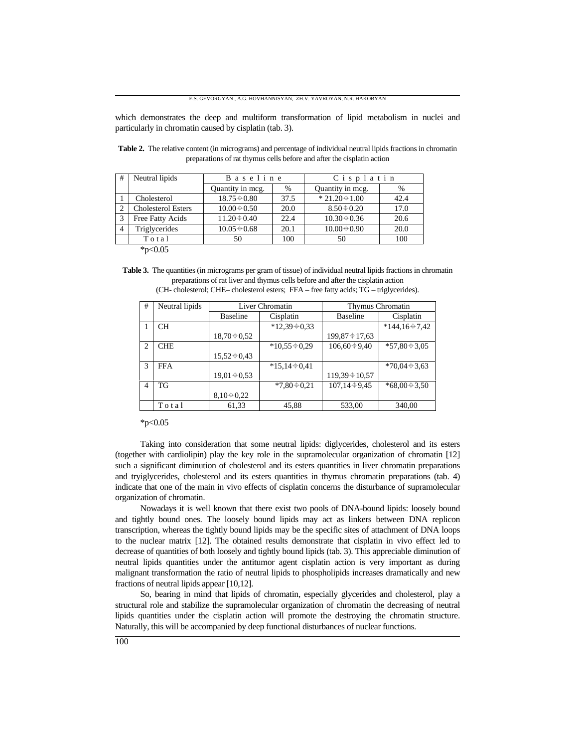which demonstrates the deep and multiform transformation of lipid metabolism in nuclei and particularly in chromatin caused by cisplatin (tab. 3).

**Table 2.** The relative content (in micrograms) and percentage of individual neutral lipids fractions in chromatin preparations of rat thymus cells before and after the cisplatin action

| # | Neutral lipids | Baseline | | Cisplatin | |
|---|---|---|---|---|---|
| | | Quantity in mcg. | % | Quantity in mcg. | % |
| 1 | Cholesterol | 18.75±0.80 | 37.5 | * 21.20±1.00 | 42.4 |
| 2 | Cholesterol Esters | 10.00±0.50 | 20.0 | 8.50±0.20 | 17.0 |
| 3 | Free Fatty Acids | 11.20±0.40 | 22.4 | 10.30±0.36 | 20.6 |
| 4 | Triglycerides | 10.05±0.68 | 20.1 | 10.00±0.90 | 20.0 |
| | Total | 50 | 100 | 50 | 100 |

*p<0.05

**Table 3.** The quantities (in micrograms per gram of tissue) of individual neutral lipids fractions in chromatin preparations of rat liver and thymus cells before and after the cisplatin action (CH- cholesterol; CHE– cholesterol esters; FFA – free fatty acids; TG – triglycerides).

| # | Neutral lipids | Liver Chromatin | | Thymus Chromatin | |
|---|---|---|---|---|---|
| | | Baseline | Cisplatin | Baseline | Cisplatin |
| 1 | CH | 18,70±0,52 | *12,39±0,33 | 199,87±17,63 | *144,16±7,42 |
| 2 | CHE | 15,52±0,43 | *10,55±0,29 | 106,60±9,40 | *57,80±3,05 |
| 3 | FFA | 19,01±0,53 | *15,14±0,41 | 119,39±10,57 | *70,04±3,63 |
| 4 | TG | 8,10±0,22 | *7,80±0,21 | 107,14±9,45 | *68,00±3,50 |
| | Total | 61,33 | 45,88 | 533,00 | 340,00 |

*p<0.05

Taking into consideration that some neutral lipids: diglycerides, cholesterol and its esters (together with cardiolipin) play the key role in the supramolecular organization of chromatin [12] such a significant diminution of cholesterol and its esters quantities in liver chromatin preparations and tryiglycerides, cholesterol and its esters quantities in thymus chromatin preparations (tab. 4) indicate that one of the main in vivo effects of cisplatin concerns the disturbance of supramolecular organization of chromatin.

Nowadays it is well known that there exist two pools of DNA-bound lipids: loosely bound and tightly bound ones. The loosely bound lipids may act as linkers between DNA replicon transcription, whereas the tightly bound lipids may be the specific sites of attachment of DNA loops to the nuclear matrix [12]. The obtained results demonstrate that cisplatin in vivo effect led to decrease of quantities of both loosely and tightly bound lipids (tab. 3). This appreciable diminution of neutral lipids quantities under the antitumor agent cisplatin action is very important as during malignant transformation the ratio of neutral lipids to phospholipids increases dramatically and new fractions of neutral lipids appear [10,12].

So, bearing in mind that lipids of chromatin, especially glycerides and cholesterol, play a structural role and stabilize the supramolecular organization of chromatin the decreasing of neutral lipids quantities under the cisplatin action will promote the destroying the chromatin structure. Naturally, this will be accompanied by deep functional disturbances of nuclear functions.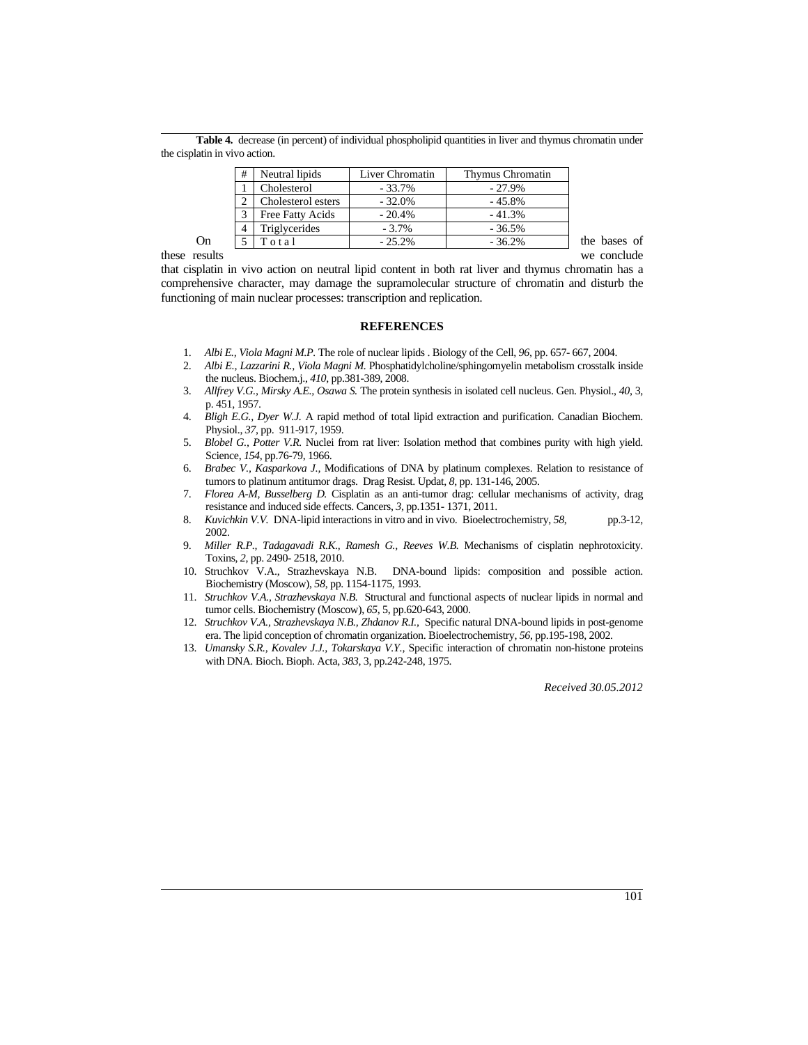**Table 4.** decrease (in percent) of individual phospholipid quantities in liver and thymus chromatin under the cisplatin in vivo action.

| # | Neutral lipids | Liver Chromatin | Thymus Chromatin |
|---|---|---|---|
| 1 | Cholesterol | - 33.7% | - 27.9% |
| 2 | Cholesterol esters | - 32.0% | - 45.8% |
| 3 | Free Fatty Acids | - 20.4% | - 41.3% |
| 4 | Triglycerides | - 3.7% | - 36.5% |
| 5 | T o t a l | - 25.2% | - 36.2% |

On the bases of these results we conclude that cisplatin in vivo action on neutral lipid content in both rat liver and thymus chromatin has a comprehensive character, may damage the supramolecular structure of chromatin and disturb the functioning of main nuclear processes: transcription and replication.

## REFERENCES

1. *Albi E., Viola Magni M.P.* The role of nuclear lipids . Biology of the Cell, *96*, pp. 657- 667, 2004.
2. *Albi E., Lazzarini R., Viola Magni M.* Phosphatidylcholine/sphingomyelin metabolism crosstalk inside the nucleus. Biochem.j., *410*, pp.381-389, 2008.
3. *Allfrey V.G., Mirsky A.E., Osawa S.* The protein synthesis in isolated cell nucleus. Gen. Physiol., *40*, 3, p. 451, 1957.
4. *Bligh E.G., Dyer W.J.* A rapid method of total lipid extraction and purification. Canadian Biochem. Physiol., *37*, pp. 911-917, 1959.
5. *Blobel G., Potter V.R.* Nuclei from rat liver: Isolation method that combines purity with high yield. Science, *154*, pp.76-79, 1966.
6. *Brabec V., Kasparkova J.,* Modifications of DNA by platinum complexes. Relation to resistance of tumors to platinum antitumor drags. Drag Resist. Updat, *8*, pp. 131-146, 2005.
7. *Florea A-M, Busselberg D.* Cisplatin as an anti-tumor drag: cellular mechanisms of activity, drag resistance and induced side effects. Cancers, *3*, pp.1351- 1371, 2011.
8. *Kuvichkin V.V.* DNA-lipid interactions in vitro and in vivo. Bioelectrochemistry, *58,* pp.3-12, 2002.
9. *Miller R.P., Tadagavadi R.K., Ramesh G., Reeves W.B.* Mechanisms of cisplatin nephrotoxicity. Toxins, *2*, pp. 2490- 2518, 2010.
10. Struchkov V.A., Strazhevskaya N.B. DNA-bound lipids: composition and possible action. Biochemistry (Moscow), *58*, pp. 1154-1175, 1993.
11. *Struchkov V.A., Strazhevskaya N.B.* Structural and functional aspects of nuclear lipids in normal and tumor cells. Biochemistry (Moscow), *65*, 5, pp.620-643, 2000.
12. *Struchkov V.A., Strazhevskaya N.B., Zhdanov R.I.,* Specific natural DNA-bound lipids in post-genome era. The lipid conception of chromatin organization. Bioelectrochemistry, *56*, pp.195-198, 2002.
13. *Umansky S.R., Kovalev J.J., Tokarskaya V.Y.,* Specific interaction of chromatin non-histone proteins with DNA. Bioch. Bioph. Acta, *383*, 3, pp.242-248, 1975.

*Received 30.05.2012*